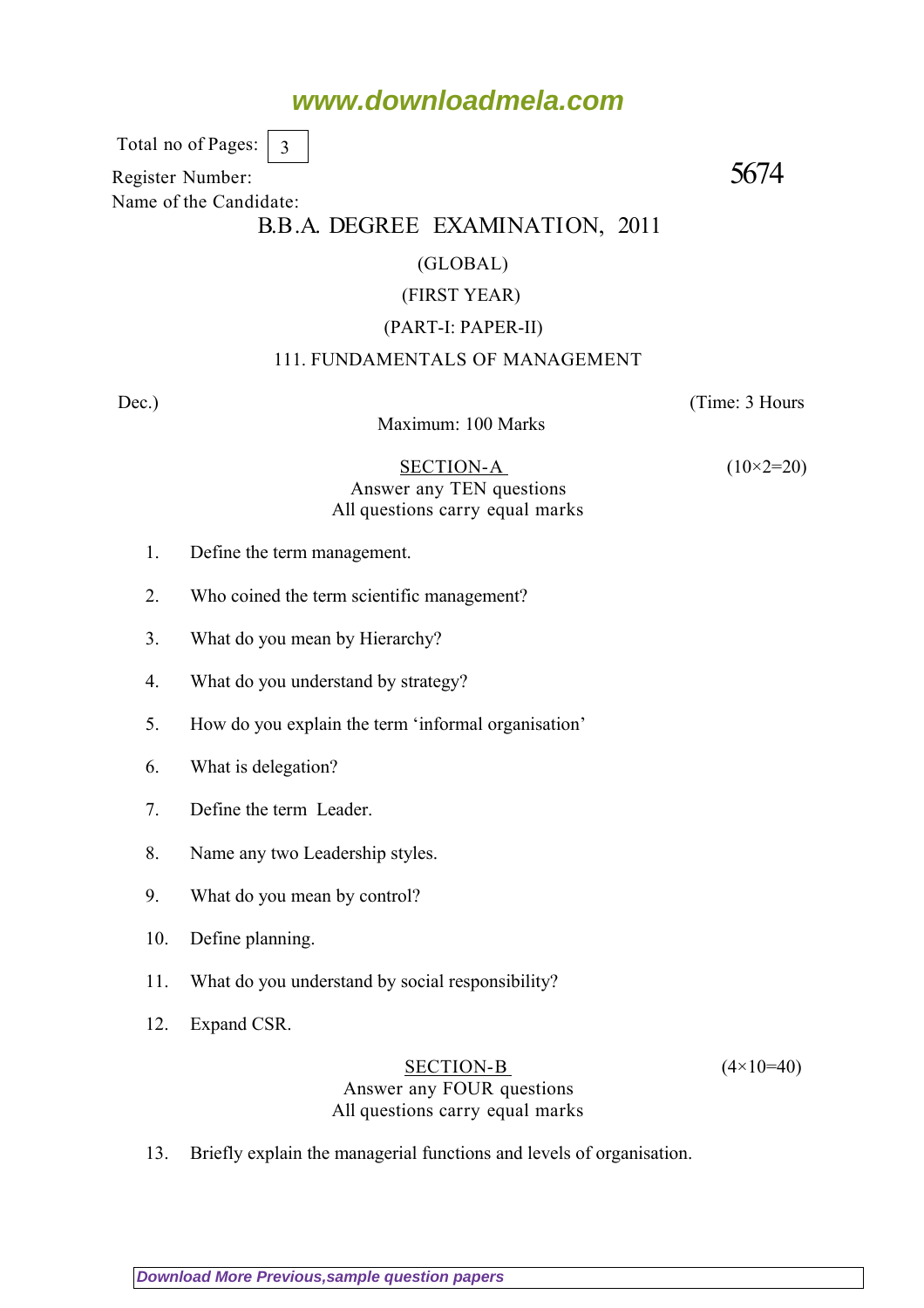www.downloadmela.com

Total no of Pages: 3

Register Number:

5674

Name of the Candidate:

# B.B.A. DEGREE EXAMINATION, 2011

(GLOBAL)

(FIRST YEAR)

(PART-I: PAPER-II)

## 111. FUNDAMENTALS OF MANAGEMENT

Dec.) (Time: 3 Hours

Maximum: 100 Marks

### SECTION-A

(10×2=20)

Answer any TEN questions
All questions carry equal marks

1. Define the term management.
2. Who coined the term scientific management?
3. What do you mean by Hierarchy?
4. What do you understand by strategy?
5. How do you explain the term 'informal organisation'
6. What is delegation?
7. Define the term Leader.
8. Name any two Leadership styles.
9. What do you mean by control?
10. Define planning.
11. What do you understand by social responsibility?
12. Expand CSR.

### SECTION-B

(4×10=40)

Answer any FOUR questions
All questions carry equal marks

13. Briefly explain the managerial functions and levels of organisation.

Download More Previous,sample question papers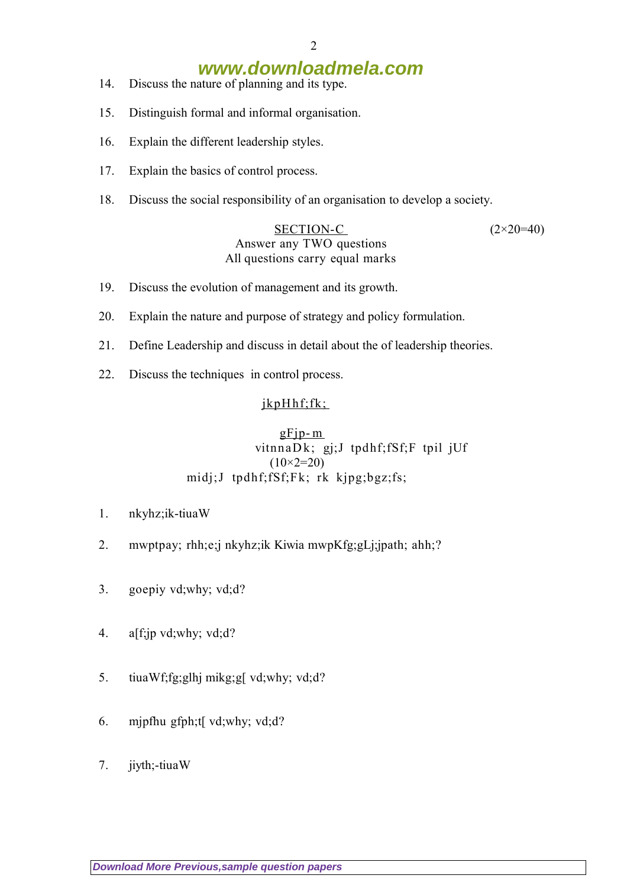14. Discuss the nature of planning and its type.

15. Distinguish formal and informal organisation.

16. Explain the different leadership styles.

17. Explain the basics of control process.

18. Discuss the social responsibility of an organisation to develop a society.

**SECTION-C** (2×20=40)

Answer any TWO questions

All questions carry equal marks

19. Discuss the evolution of management and its growth.

20. Explain the nature and purpose of strategy and policy formulation.

21. Define Leadership and discuss in detail about the of leadership theories.

22. Discuss the techniques in control process.

jkpHhf;fk;

gFjp-m

vitnnaDk; gj;J tpdhf;fSf;F tpil jUf

(10×2=20)

midj;J tpdhf;fSf;Fk; rk kjpg;bgz;fs;

1. nkyhz;ik-tiuaW

2. mwptpay; rhh;e;j nkyhz;ik Kiwia mwpKfg;gLj;jpath; ahh;?

3. goepiy vd;why; vd;d?

4. a[f;jp vd;why; vd;d?

5. tiuaWf;fg;glhj mikg;g[ vd;why; vd;d?

6. mjpfhu gfph;t[ vd;why; vd;d?

7. jiyth;-tiuaW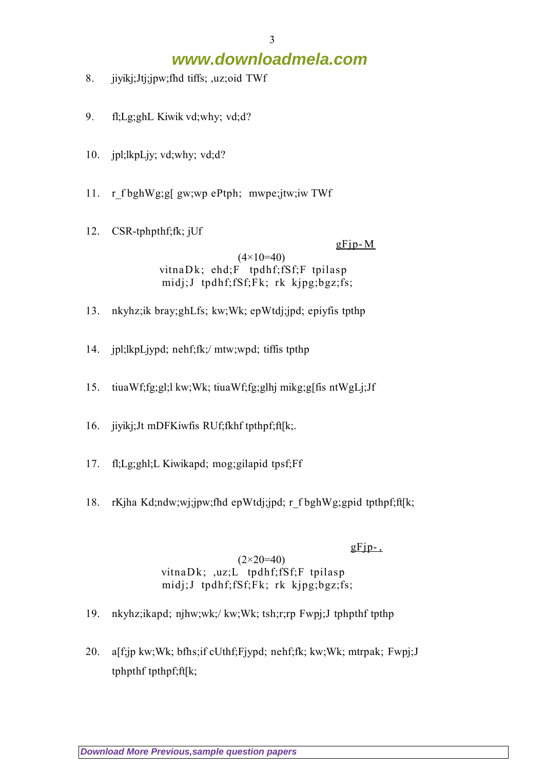8. jiyikj;Jtj;jpw;fhd tiffs; ,uz;oid TWf

9. fl;Lg;ghL Kiwik vd;why; vd;d?

10. jpl;lkpLjy; vd;why; vd;d?

11. r_f bghWg;g[ gw;wp ePtph;  mwpe;jtw;iw TWf

12. CSR-tphpthf;fk; jUf

gFjp-M

(4×10=40)

vitnaDk; ehd;F  tpdhf;fSf;F  tpilasp

midj;J  tpdhf;fSf;Fk;  rk  kjpg;bgz;fs;

13. nkyhz;ik bray;ghLfs; kw;Wk; epWtdj;jpd; epiyfis tpthp

14. jpl;lkpLjypd; nehf;fk;/ mtw;wpd; tiffis tpthp

15. tiuaWf;fg;gl;l kw;Wk; tiuaWf;fg;glhj mikg;g[fis ntWgLj;Jf

16. jiyikj;Jt mDFKiwfis RUf;fkhf tpthpf;ft[k;.

17. fl;Lg;ghl;L Kiwikapd; mog;gilapid tpsf;Ff

18. rKjha Kd;ndw;wj;jpw;fhd epWtdj;jpd; r_f bghWg;gpid tpthpf;ft[k;

gFjp-,

(2×20=40)

vitnaDk;  ,uz;L  tpdhf;fSf;F  tpilasp

midj;J  tpdhf;fSf;Fk;  rk  kjpg;bgz;fs;

19. nkyhz;ikapd; njhw;wk;/ kw;Wk; tsh;r;rp Fwpj;J tphpthf tpthp

20. a[f;jp kw;Wk; bfhs;if cUthf;Fjypd; nehf;fk; kw;Wk; mtrpak; Fwpj;J tphpthf tpthpf;ft[k;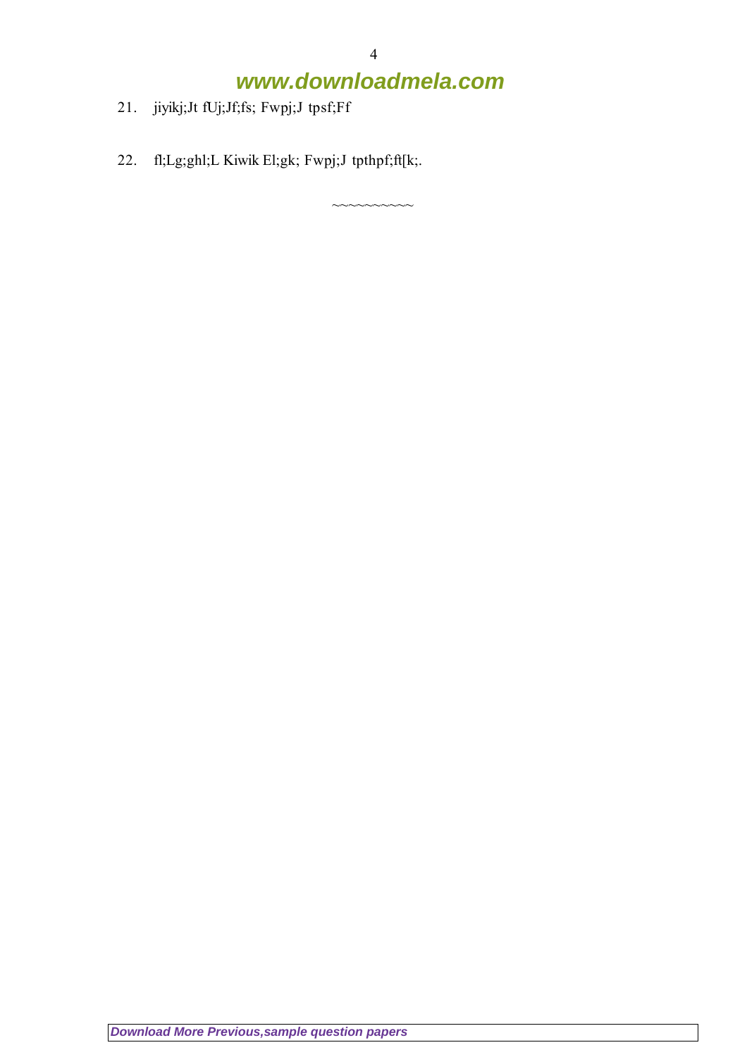21. jiyikj;Jt fUj;Jf;fs; Fwpj;J tpsf;Ff

22. fl;Lg;ghl;L Kiwik El;gk; Fwpj;J tpthpf;ft[k;.

~~~~~~~~~~